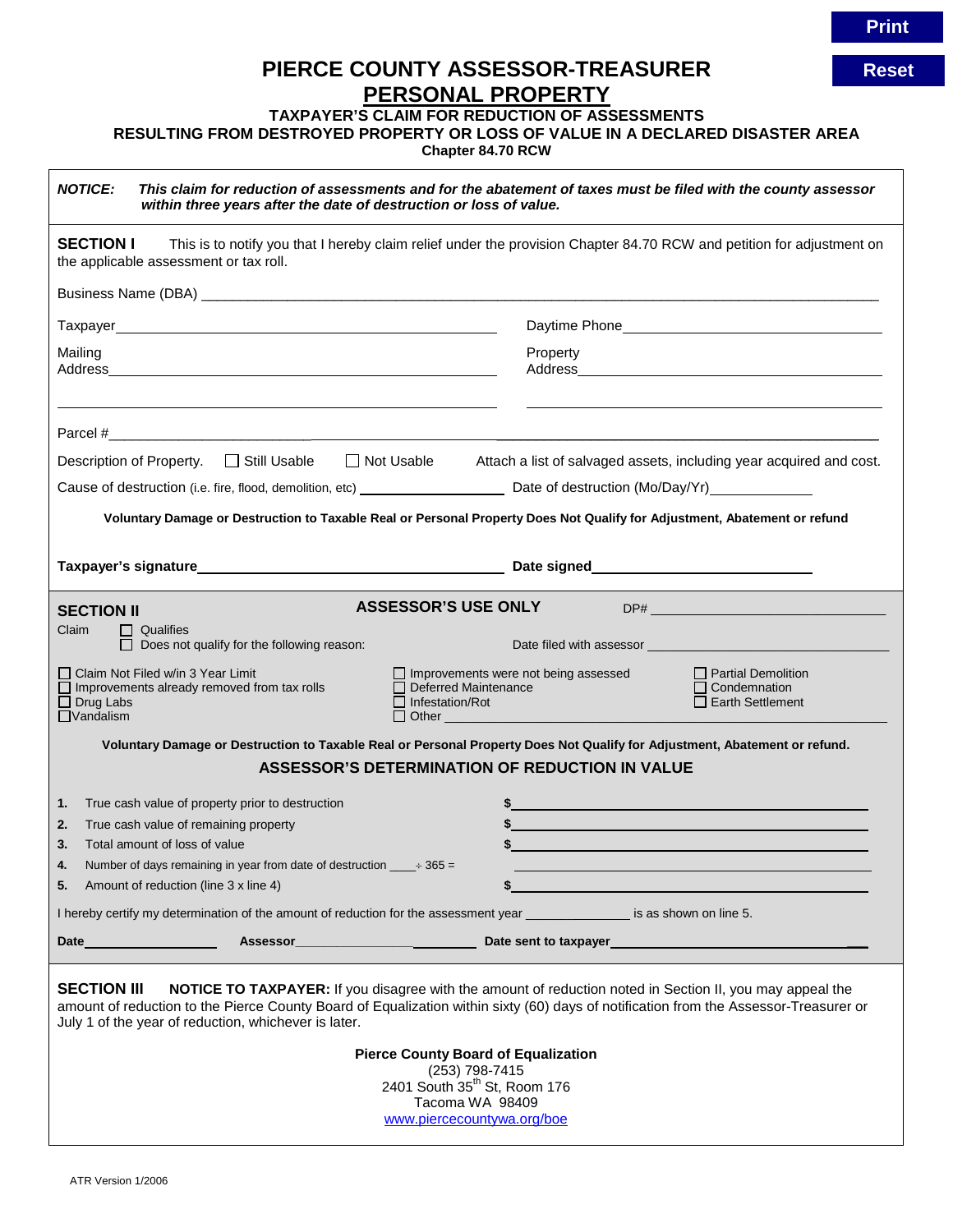# PIERCE COUNTY ASSESSOR-TREASURER

## PERSONAL PROPERTY

### TAXPAYER'S CLAIM FOR REDUCTION OF ASSESSMENTS RESULTING FROM DESTROYED PROPERTY OR LOSS OF VALUE IN A DECLARED DISASTER AREA

**Chapter 84.70 RCW**

***NOTICE:*** ***This claim for reduction of assessments and for the abatement of taxes must be filed with the county assessor within three years after the date of destruction or loss of value.***

**SECTION I** This is to notify you that I hereby claim relief under the provision Chapter 84.70 RCW and petition for adjustment on the applicable assessment or tax roll.

Business Name (DBA) ______________________________

Taxpayer ______________________________ Daytime Phone ______________________________

Mailing Address ______________________________ Property Address ______________________________

Parcel # ______________________________

Description of Property. ☐ Still Usable ☐ Not Usable Attach a list of salvaged assets, including year acquired and cost.

Cause of destruction (i.e. fire, flood, demolition, etc) ____________ Date of destruction (Mo/Day/Yr) ____________

**Voluntary Damage or Destruction to Taxable Real or Personal Property Does Not Qualify for Adjustment, Abatement or refund**

**Taxpayer's signature** ______________________________ **Date signed** ______________________________

**SECTION II** **ASSESSOR'S USE ONLY** DP# ______________________________

Claim ☐ Qualifies
☐ Does not qualify for the following reason:

Date filed with assessor ______________________________

☐ Claim Not Filed w/in 3 Year Limit
☐ Improvements already removed from tax rolls
☐ Drug Labs
☐ Vandalism
☐ Improvements were not being assessed
☐ Deferred Maintenance
☐ Infestation/Rot
☐ Other ______________________________
☐ Partial Demolition
☐ Condemnation
☐ Earth Settlement

**Voluntary Damage or Destruction to Taxable Real or Personal Property Does Not Qualify for Adjustment, Abatement or refund.**

**ASSESSOR'S DETERMINATION OF REDUCTION IN VALUE**

1. True cash value of property prior to destruction $ ______________________________
2. True cash value of remaining property $ ______________________________
3. Total amount of loss of value $ ______________________________
4. Number of days remaining in year from date of destruction ____ ÷ 365 = ______________________________
5. Amount of reduction (line 3 x line 4) $ ______________________________

I hereby certify my determination of the amount of reduction for the assessment year ____________ is as shown on line 5.

**Date** ____________ **Assessor** ____________ **Date sent to taxpayer** ____________

**SECTION III** **NOTICE TO TAXPAYER:** If you disagree with the amount of reduction noted in Section II, you may appeal the amount of reduction to the Pierce County Board of Equalization within sixty (60) days of notification from the Assessor-Treasurer or July 1 of the year of reduction, whichever is later.

**Pierce County Board of Equalization**
(253) 798-7415
2401 South 35th St, Room 176
Tacoma WA 98409
www.piercecountywa.org/boe

ATR Version 1/2006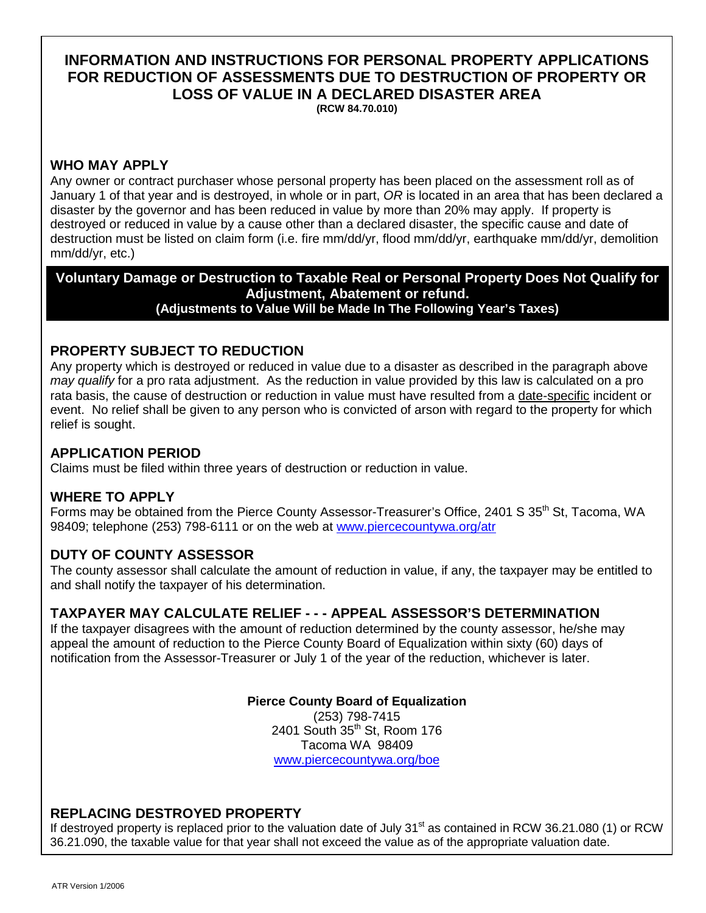# INFORMATION AND INSTRUCTIONS FOR PERSONAL PROPERTY APPLICATIONS FOR REDUCTION OF ASSESSMENTS DUE TO DESTRUCTION OF PROPERTY OR LOSS OF VALUE IN A DECLARED DISASTER AREA

**(RCW 84.70.010)**

## WHO MAY APPLY

Any owner or contract purchaser whose personal property has been placed on the assessment roll as of January 1 of that year and is destroyed, in whole or in part, *OR* is located in an area that has been declared a disaster by the governor and has been reduced in value by more than 20% may apply. If property is destroyed or reduced in value by a cause other than a declared disaster, the specific cause and date of destruction must be listed on claim form (i.e. fire mm/dd/yr, flood mm/dd/yr, earthquake mm/dd/yr, demolition mm/dd/yr, etc.)

**Voluntary Damage or Destruction to Taxable Real or Personal Property Does Not Qualify for Adjustment, Abatement or refund.**
**(Adjustments to Value Will be Made In The Following Year's Taxes)**

## PROPERTY SUBJECT TO REDUCTION

Any property which is destroyed or reduced in value due to a disaster as described in the paragraph above *may qualify* for a pro rata adjustment. As the reduction in value provided by this law is calculated on a pro rata basis, the cause of destruction or reduction in value must have resulted from a date-specific incident or event. No relief shall be given to any person who is convicted of arson with regard to the property for which relief is sought.

## APPLICATION PERIOD

Claims must be filed within three years of destruction or reduction in value.

## WHERE TO APPLY

Forms may be obtained from the Pierce County Assessor-Treasurer's Office, 2401 S 35th St, Tacoma, WA 98409; telephone (253) 798-6111 or on the web at www.piercecountywa.org/atr

## DUTY OF COUNTY ASSESSOR

The county assessor shall calculate the amount of reduction in value, if any, the taxpayer may be entitled to and shall notify the taxpayer of his determination.

## TAXPAYER MAY CALCULATE RELIEF - - - APPEAL ASSESSOR'S DETERMINATION

If the taxpayer disagrees with the amount of reduction determined by the county assessor, he/she may appeal the amount of reduction to the Pierce County Board of Equalization within sixty (60) days of notification from the Assessor-Treasurer or July 1 of the year of the reduction, whichever is later.

**Pierce County Board of Equalization**
(253) 798-7415
2401 South 35th St, Room 176
Tacoma WA 98409
www.piercecountywa.org/boe

## REPLACING DESTROYED PROPERTY

If destroyed property is replaced prior to the valuation date of July 31st as contained in RCW 36.21.080 (1) or RCW 36.21.090, the taxable value for that year shall not exceed the value as of the appropriate valuation date.

ATR Version 1/2006